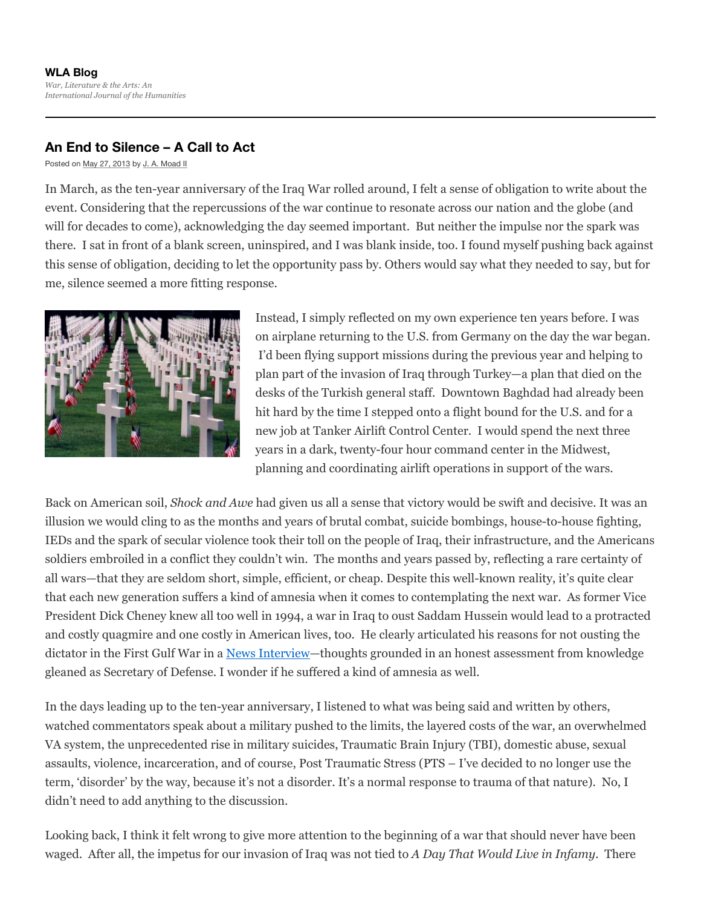**WLA Blog**

*War, Literature & the Arts: An International Journal of the Humanities*

## An End to Silence – A Call to Act

Posted on May 27, 2013 by J. A. Moad II

In March, as the ten-year anniversary of the Iraq War rolled around, I felt a sense of obligation to write about the event. Considering that the repercussions of the war continue to resonate across our nation and the globe (and will for decades to come), acknowledging the day seemed important. But neither the impulse nor the spark was there. I sat in front of a blank screen, uninspired, and I was blank inside, too. I found myself pushing back against this sense of obligation, deciding to let the opportunity pass by. Others would say what they needed to say, but for me, silence seemed a more fitting response.

Instead, I simply reflected on my own experience ten years before. I was on airplane returning to the U.S. from Germany on the day the war began. I'd been flying support missions during the previous year and helping to plan part of the invasion of Iraq through Turkey—a plan that died on the desks of the Turkish general staff. Downtown Baghdad had already been hit hard by the time I stepped onto a flight bound for the U.S. and for a new job at Tanker Airlift Control Center. I would spend the next three years in a dark, twenty-four hour command center in the Midwest, planning and coordinating airlift operations in support of the wars.

Back on American soil, *Shock and Awe* had given us all a sense that victory would be swift and decisive. It was an illusion we would cling to as the months and years of brutal combat, suicide bombings, house-to-house fighting, IEDs and the spark of secular violence took their toll on the people of Iraq, their infrastructure, and the Americans soldiers embroiled in a conflict they couldn't win. The months and years passed by, reflecting a rare certainty of all wars—that they are seldom short, simple, efficient, or cheap. Despite this well-known reality, it's quite clear that each new generation suffers a kind of amnesia when it comes to contemplating the next war. As former Vice President Dick Cheney knew all too well in 1994, a war in Iraq to oust Saddam Hussein would lead to a protracted and costly quagmire and one costly in American lives, too. He clearly articulated his reasons for not ousting the dictator in the First Gulf War in a News Interview—thoughts grounded in an honest assessment from knowledge gleaned as Secretary of Defense. I wonder if he suffered a kind of amnesia as well.

In the days leading up to the ten-year anniversary, I listened to what was being said and written by others, watched commentators speak about a military pushed to the limits, the layered costs of the war, an overwhelmed VA system, the unprecedented rise in military suicides, Traumatic Brain Injury (TBI), domestic abuse, sexual assaults, violence, incarceration, and of course, Post Traumatic Stress (PTS – I've decided to no longer use the term, 'disorder' by the way, because it's not a disorder. It's a normal response to trauma of that nature). No, I didn't need to add anything to the discussion.

Looking back, I think it felt wrong to give more attention to the beginning of a war that should never have been waged. After all, the impetus for our invasion of Iraq was not tied to *A Day That Would Live in Infamy*. There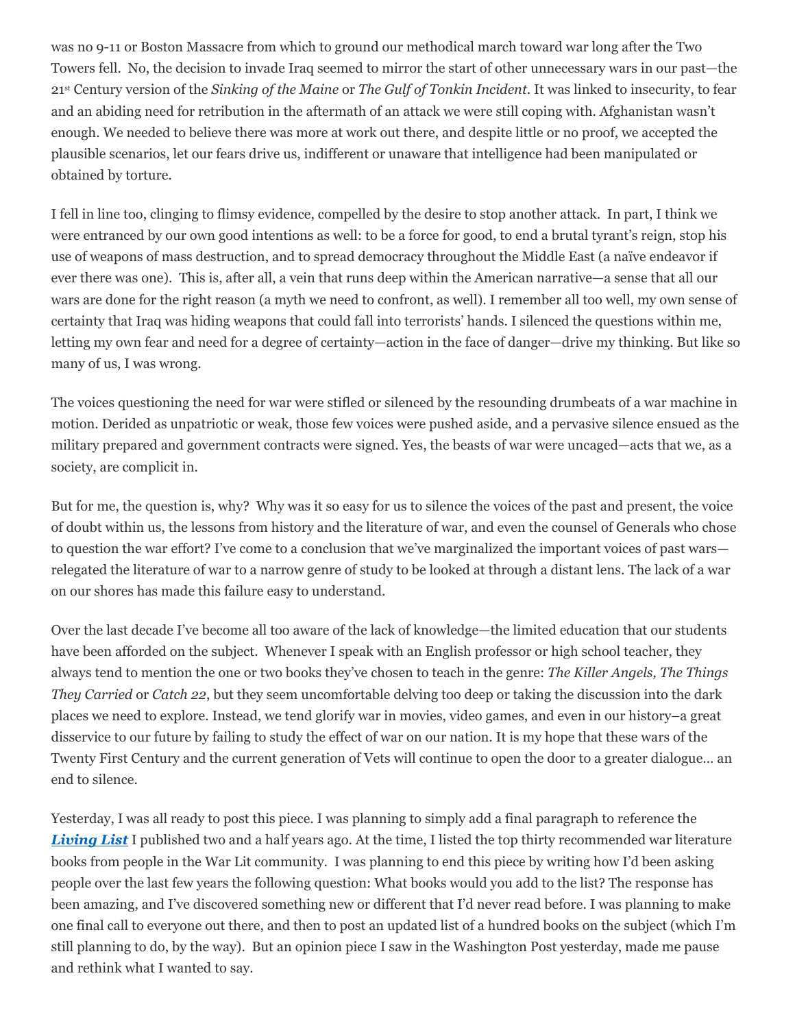was no 9-11 or Boston Massacre from which to ground our methodical march toward war long after the Two Towers fell. No, the decision to invade Iraq seemed to mirror the start of other unnecessary wars in our past—the 21st Century version of the *Sinking of the Maine* or *The Gulf of Tonkin Incident*. It was linked to insecurity, to fear and an abiding need for retribution in the aftermath of an attack we were still coping with. Afghanistan wasn't enough. We needed to believe there was more at work out there, and despite little or no proof, we accepted the plausible scenarios, let our fears drive us, indifferent or unaware that intelligence had been manipulated or obtained by torture.

I fell in line too, clinging to flimsy evidence, compelled by the desire to stop another attack. In part, I think we were entranced by our own good intentions as well: to be a force for good, to end a brutal tyrant's reign, stop his use of weapons of mass destruction, and to spread democracy throughout the Middle East (a naïve endeavor if ever there was one). This is, after all, a vein that runs deep within the American narrative—a sense that all our wars are done for the right reason (a myth we need to confront, as well). I remember all too well, my own sense of certainty that Iraq was hiding weapons that could fall into terrorists' hands. I silenced the questions within me, letting my own fear and need for a degree of certainty—action in the face of danger—drive my thinking. But like so many of us, I was wrong.

The voices questioning the need for war were stifled or silenced by the resounding drumbeats of a war machine in motion. Derided as unpatriotic or weak, those few voices were pushed aside, and a pervasive silence ensued as the military prepared and government contracts were signed. Yes, the beasts of war were uncaged—acts that we, as a society, are complicit in.

But for me, the question is, why? Why was it so easy for us to silence the voices of the past and present, the voice of doubt within us, the lessons from history and the literature of war, and even the counsel of Generals who chose to question the war effort? I've come to a conclusion that we've marginalized the important voices of past wars—relegated the literature of war to a narrow genre of study to be looked at through a distant lens. The lack of a war on our shores has made this failure easy to understand.

Over the last decade I've become all too aware of the lack of knowledge—the limited education that our students have been afforded on the subject. Whenever I speak with an English professor or high school teacher, they always tend to mention the one or two books they've chosen to teach in the genre: *The Killer Angels, The Things They Carried* or *Catch 22*, but they seem uncomfortable delving too deep or taking the discussion into the dark places we need to explore. Instead, we tend glorify war in movies, video games, and even in our history–a great disservice to our future by failing to study the effect of war on our nation. It is my hope that these wars of the Twenty First Century and the current generation of Vets will continue to open the door to a greater dialogue… an end to silence.

Yesterday, I was all ready to post this piece. I was planning to simply add a final paragraph to reference the ***Living List*** I published two and a half years ago. At the time, I listed the top thirty recommended war literature books from people in the War Lit community. I was planning to end this piece by writing how I'd been asking people over the last few years the following question: What books would you add to the list? The response has been amazing, and I've discovered something new or different that I'd never read before. I was planning to make one final call to everyone out there, and then to post an updated list of a hundred books on the subject (which I'm still planning to do, by the way). But an opinion piece I saw in the Washington Post yesterday, made me pause and rethink what I wanted to say.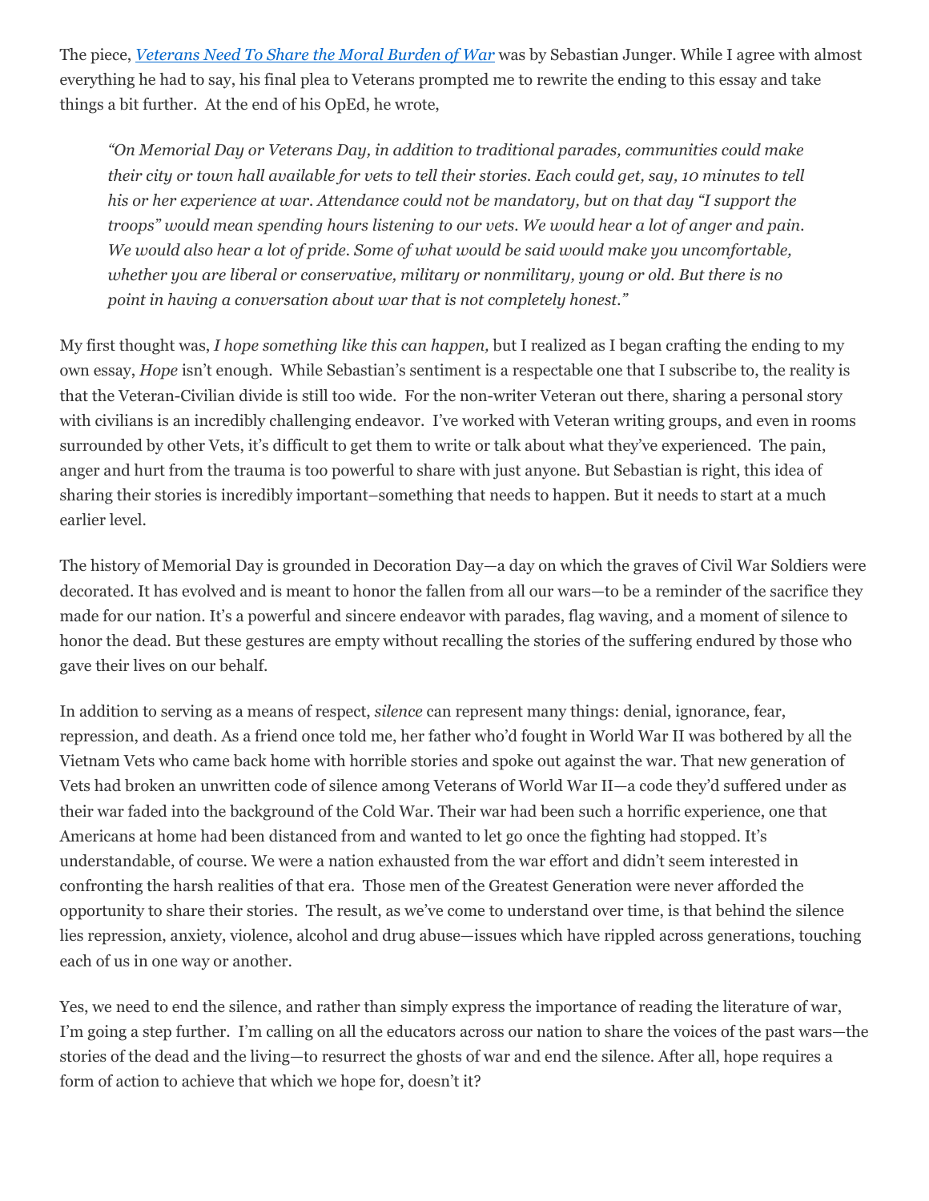The piece, *[Veterans Need To Share the Moral Burden of War](#)* was by Sebastian Junger. While I agree with almost everything he had to say, his final plea to Veterans prompted me to rewrite the ending to this essay and take things a bit further. At the end of his OpEd, he wrote,

> *"On Memorial Day or Veterans Day, in addition to traditional parades, communities could make their city or town hall available for vets to tell their stories. Each could get, say, 10 minutes to tell his or her experience at war. Attendance could not be mandatory, but on that day "I support the troops" would mean spending hours listening to our vets. We would hear a lot of anger and pain. We would also hear a lot of pride. Some of what would be said would make you uncomfortable, whether you are liberal or conservative, military or nonmilitary, young or old. But there is no point in having a conversation about war that is not completely honest."*

My first thought was, *I hope something like this can happen,* but I realized as I began crafting the ending to my own essay, *Hope* isn't enough. While Sebastian's sentiment is a respectable one that I subscribe to, the reality is that the Veteran-Civilian divide is still too wide. For the non-writer Veteran out there, sharing a personal story with civilians is an incredibly challenging endeavor. I've worked with Veteran writing groups, and even in rooms surrounded by other Vets, it's difficult to get them to write or talk about what they've experienced. The pain, anger and hurt from the trauma is too powerful to share with just anyone. But Sebastian is right, this idea of sharing their stories is incredibly important–something that needs to happen. But it needs to start at a much earlier level.

The history of Memorial Day is grounded in Decoration Day—a day on which the graves of Civil War Soldiers were decorated. It has evolved and is meant to honor the fallen from all our wars—to be a reminder of the sacrifice they made for our nation. It's a powerful and sincere endeavor with parades, flag waving, and a moment of silence to honor the dead. But these gestures are empty without recalling the stories of the suffering endured by those who gave their lives on our behalf.

In addition to serving as a means of respect, *silence* can represent many things: denial, ignorance, fear, repression, and death. As a friend once told me, her father who'd fought in World War II was bothered by all the Vietnam Vets who came back home with horrible stories and spoke out against the war. That new generation of Vets had broken an unwritten code of silence among Veterans of World War II—a code they'd suffered under as their war faded into the background of the Cold War. Their war had been such a horrific experience, one that Americans at home had been distanced from and wanted to let go once the fighting had stopped. It's understandable, of course. We were a nation exhausted from the war effort and didn't seem interested in confronting the harsh realities of that era. Those men of the Greatest Generation were never afforded the opportunity to share their stories. The result, as we've come to understand over time, is that behind the silence lies repression, anxiety, violence, alcohol and drug abuse—issues which have rippled across generations, touching each of us in one way or another.

Yes, we need to end the silence, and rather than simply express the importance of reading the literature of war, I'm going a step further. I'm calling on all the educators across our nation to share the voices of the past wars—the stories of the dead and the living—to resurrect the ghosts of war and end the silence. After all, hope requires a form of action to achieve that which we hope for, doesn't it?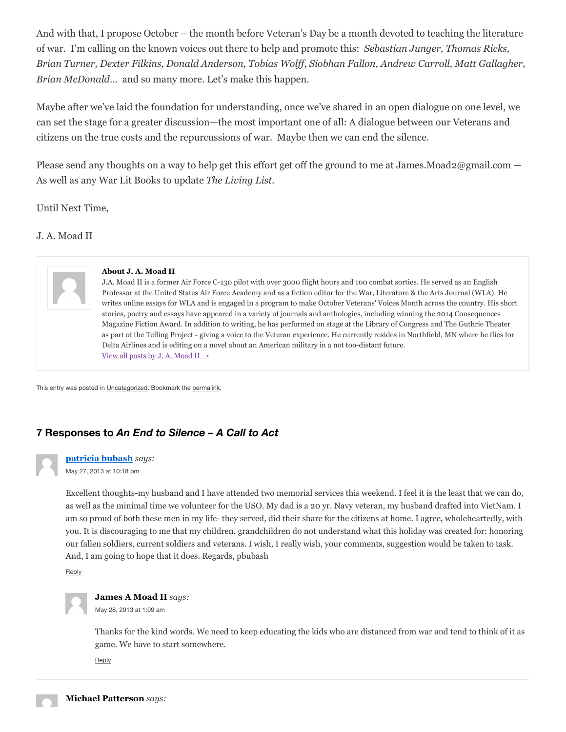And with that, I propose October – the month before Veteran's Day be a month devoted to teaching the literature of war. I'm calling on the known voices out there to help and promote this: *Sebastian Junger, Thomas Ricks, Brian Turner, Dexter Filkins, Donald Anderson, Tobias Wolff, Siobhan Fallon, Andrew Carroll, Matt Gallagher, Brian McDonald…* and so many more. Let's make this happen.

Maybe after we've laid the foundation for understanding, once we've shared in an open dialogue on one level, we can set the stage for a greater discussion—the most important one of all: A dialogue between our Veterans and citizens on the true costs and the repurcussions of war. Maybe then we can end the silence.

Please send any thoughts on a way to help get this effort get off the ground to me at James.Moad2@gmail.com — As well as any War Lit Books to update *The Living List*.

Until Next Time,

J. A. Moad II

**About J. A. Moad II**

J.A. Moad II is a former Air Force C-130 pilot with over 3000 flight hours and 100 combat sorties. He served as an English Professor at the United States Air Force Academy and as a fiction editor for the War, Literature & the Arts Journal (WLA). He writes online essays for WLA and is engaged in a program to make October Veterans' Voices Month across the country. His short stories, poetry and essays have appeared in a variety of journals and anthologies, including winning the 2014 Consequences Magazine Fiction Award. In addition to writing, he has performed on stage at the Library of Congress and The Guthrie Theater as part of the Telling Project - giving a voice to the Veteran experience. He currently resides in Northfield, MN where he flies for Delta Airlines and is editing on a novel about an American military in a not too-distant future.

View all posts by J. A. Moad II →

This entry was posted in Uncategorized. Bookmark the permalink.

## 7 Responses to *An End to Silence – A Call to Act*

**patricia bubash** *says:*

May 27, 2013 at 10:18 pm

Excellent thoughts-my husband and I have attended two memorial services this weekend. I feel it is the least that we can do, as well as the minimal time we volunteer for the USO. My dad is a 20 yr. Navy veteran, my husband drafted into VietNam. I am so proud of both these men in my life- they served, did their share for the citizens at home. I agree, wholeheartedly, with you. It is discouraging to me that my children, grandchildren do not understand what this holiday was created for: honoring our fallen soldiers, current soldiers and veterans. I wish, I really wish, your comments, suggestion would be taken to task. And, I am going to hope that it does. Regards, pbubash

Reply

**James A Moad II** *says:*

May 28, 2013 at 1:09 am

Thanks for the kind words. We need to keep educating the kids who are distanced from war and tend to think of it as game. We have to start somewhere.

Reply

**Michael Patterson** *says:*